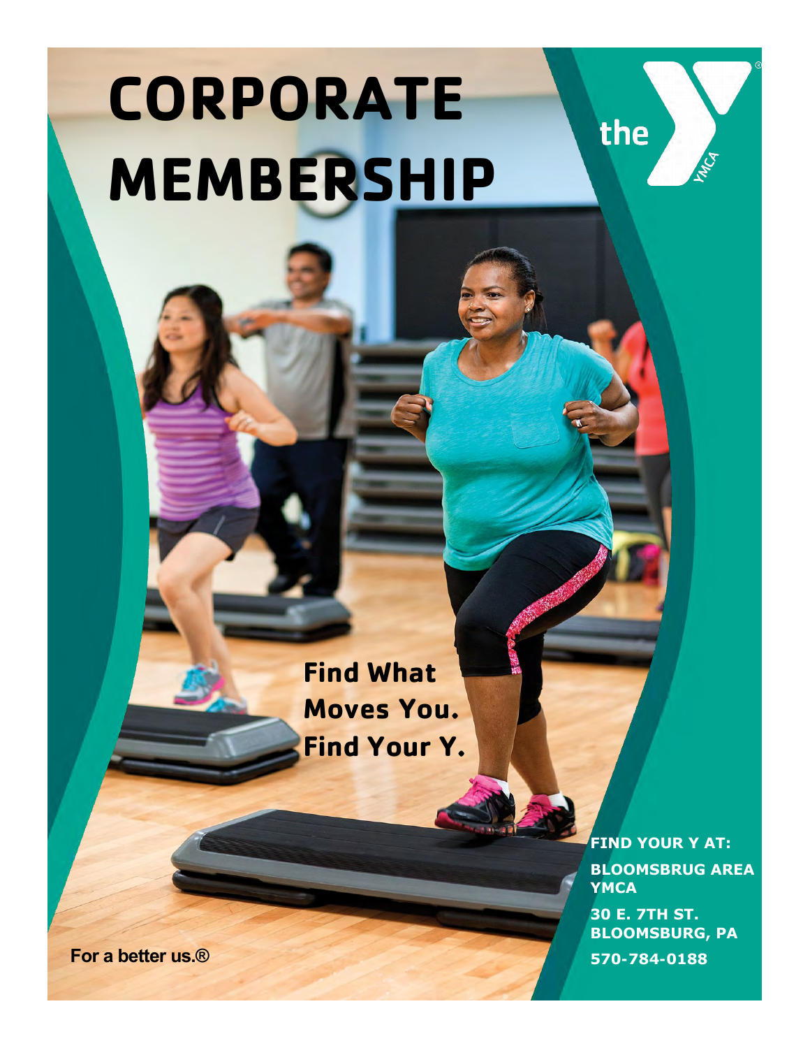# CORPORATE MEMBERSHIP

the YMCA

**Find What Moves You. Find Your Y.**

**FIND YOUR Y AT:**

**BLOOMSBRUG AREA YMCA**

**30 E. 7TH ST. BLOOMSBURG, PA**

**570-784-0188**

**For a better us.®**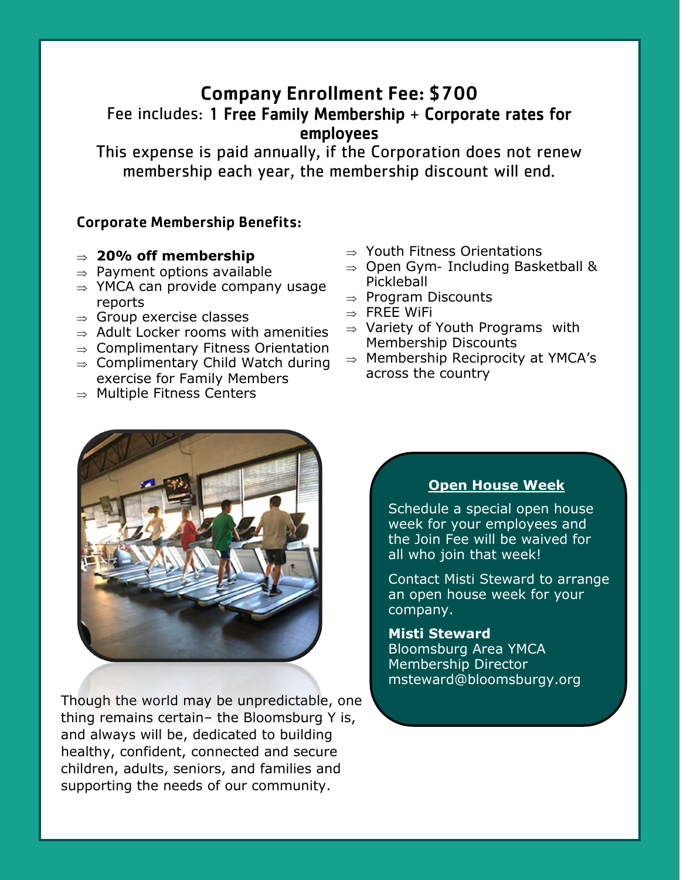## Company Enrollment Fee: $700

Fee includes: **1 Free Family Membership + Corporate rates for employees**

This expense is paid annually, if the Corporation does not renew membership each year, the membership discount will end.

### Corporate Membership Benefits:

- **20% off membership**
- Payment options available
- YMCA can provide company usage reports
- Group exercise classes
- Adult Locker rooms with amenities
- Complimentary Fitness Orientation
- Complimentary Child Watch during exercise for Family Members
- Multiple Fitness Centers
- Youth Fitness Orientations
- Open Gym- Including Basketball & Pickleball
- Program Discounts
- FREE WiFi
- Variety of Youth Programs with Membership Discounts
- Membership Reciprocity at YMCA's across the country

Though the world may be unpredictable, one thing remains certain– the Bloomsburg Y is, and always will be, dedicated to building healthy, confident, connected and secure children, adults, seniors, and families and supporting the needs of our community.

**Open House Week**

Schedule a special open house week for your employees and the Join Fee will be waived for all who join that week!

Contact Misti Steward to arrange an open house week for your company.

**Misti Steward**
Bloomsburg Area YMCA
Membership Director
msteward@bloomsburgy.org